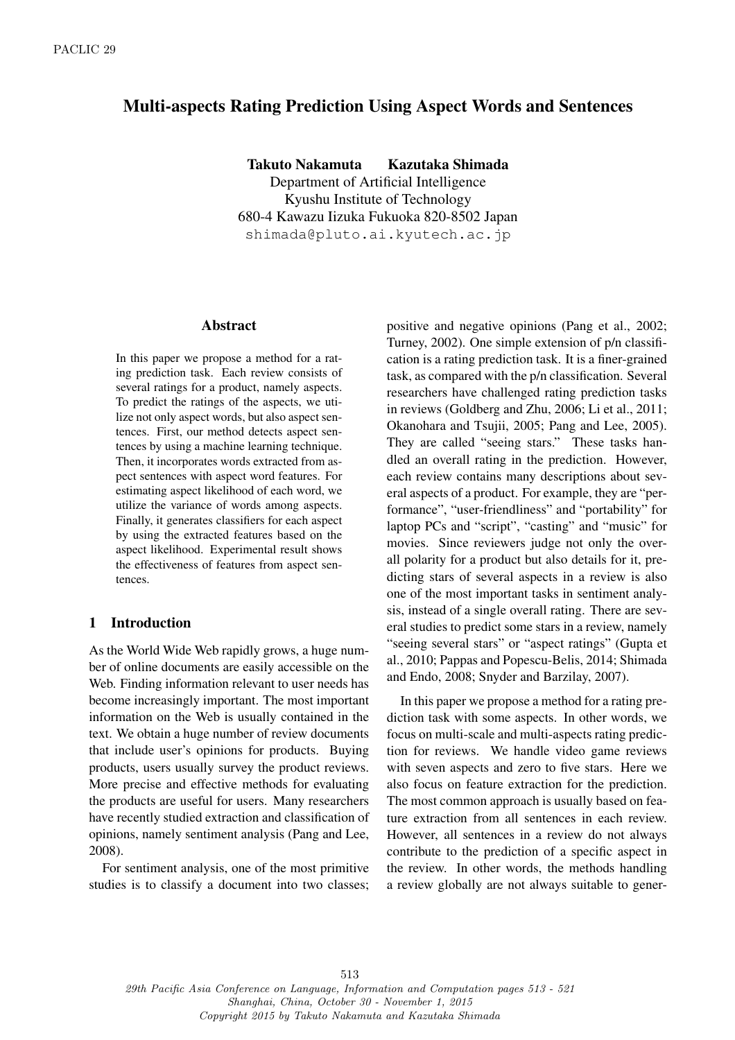# Multi-aspects Rating Prediction Using Aspect Words and Sentences

**Takuto Nakamuta Kazutaka Shimada**
Department of Artificial Intelligence
Kyushu Institute of Technology
680-4 Kawazu Iizuka Fukuoka 820-8502 Japan
shimada@pluto.ai.kyutech.ac.jp

## Abstract

In this paper we propose a method for a rating prediction task. Each review consists of several ratings for a product, namely aspects. To predict the ratings of the aspects, we utilize not only aspect words, but also aspect sentences. First, our method detects aspect sentences by using a machine learning technique. Then, it incorporates words extracted from aspect sentences with aspect word features. For estimating aspect likelihood of each word, we utilize the variance of words among aspects. Finally, it generates classifiers for each aspect by using the extracted features based on the aspect likelihood. Experimental result shows the effectiveness of features from aspect sentences.

## 1 Introduction

As the World Wide Web rapidly grows, a huge number of online documents are easily accessible on the Web. Finding information relevant to user needs has become increasingly important. The most important information on the Web is usually contained in the text. We obtain a huge number of review documents that include user's opinions for products. Buying products, users usually survey the product reviews. More precise and effective methods for evaluating the products are useful for users. Many researchers have recently studied extraction and classification of opinions, namely sentiment analysis (Pang and Lee, 2008).

For sentiment analysis, one of the most primitive studies is to classify a document into two classes; positive and negative opinions (Pang et al., 2002; Turney, 2002). One simple extension of p/n classification is a rating prediction task. It is a finer-grained task, as compared with the p/n classification. Several researchers have challenged rating prediction tasks in reviews (Goldberg and Zhu, 2006; Li et al., 2011; Okanohara and Tsujii, 2005; Pang and Lee, 2005). They are called "seeing stars." These tasks handled an overall rating in the prediction. However, each review contains many descriptions about several aspects of a product. For example, they are "performance", "user-friendliness" and "portability" for laptop PCs and "script", "casting" and "music" for movies. Since reviewers judge not only the overall polarity for a product but also details for it, predicting stars of several aspects in a review is also one of the most important tasks in sentiment analysis, instead of a single overall rating. There are several studies to predict some stars in a review, namely "seeing several stars" or "aspect ratings" (Gupta et al., 2010; Pappas and Popescu-Belis, 2014; Shimada and Endo, 2008; Snyder and Barzilay, 2007).

In this paper we propose a method for a rating prediction task with some aspects. In other words, we focus on multi-scale and multi-aspects rating prediction for reviews. We handle video game reviews with seven aspects and zero to five stars. Here we also focus on feature extraction for the prediction. The most common approach is usually based on feature extraction from all sentences in each review. However, all sentences in a review do not always contribute to the prediction of a specific aspect in the review. In other words, the methods handling a review globally are not always suitable to gener-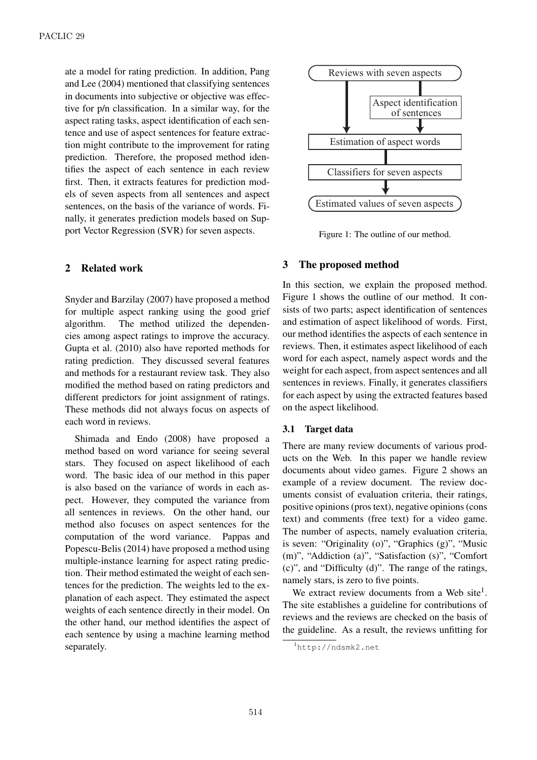ate a model for rating prediction. In addition, Pang and Lee (2004) mentioned that classifying sentences in documents into subjective or objective was effective for p/n classification. In a similar way, for the aspect rating tasks, aspect identification of each sentence and use of aspect sentences for feature extraction might contribute to the improvement for rating prediction. Therefore, the proposed method identifies the aspect of each sentence in each review first. Then, it extracts features for prediction models of seven aspects from all sentences and aspect sentences, on the basis of the variance of words. Finally, it generates prediction models based on Support Vector Regression (SVR) for seven aspects.

## 2 Related work

Snyder and Barzilay (2007) have proposed a method for multiple aspect ranking using the good grief algorithm. The method utilized the dependencies among aspect ratings to improve the accuracy. Gupta et al. (2010) also have reported methods for rating prediction. They discussed several features and methods for a restaurant review task. They also modified the method based on rating predictors and different predictors for joint assignment of ratings. These methods did not always focus on aspects of each word in reviews.

Shimada and Endo (2008) have proposed a method based on word variance for seeing several stars. They focused on aspect likelihood of each word. The basic idea of our method in this paper is also based on the variance of words in each aspect. However, they computed the variance from all sentences in reviews. On the other hand, our method also focuses on aspect sentences for the computation of the word variance. Pappas and Popescu-Belis (2014) have proposed a method using multiple-instance learning for aspect rating prediction. Their method estimated the weight of each sentences for the prediction. The weights led to the explanation of each aspect. They estimated the aspect weights of each sentence directly in their model. On the other hand, our method identifies the aspect of each sentence by using a machine learning method separately.

Reviews with seven aspects → Aspect identification of sentences → Estimation of aspect words → Classifiers for seven aspects → Estimated values of seven aspects

Figure 1: The outline of our method.

## 3 The proposed method

In this section, we explain the proposed method. Figure 1 shows the outline of our method. It consists of two parts; aspect identification of sentences and estimation of aspect likelihood of words. First, our method identifies the aspects of each sentence in reviews. Then, it estimates aspect likelihood of each word for each aspect, namely aspect words and the weight for each aspect, from aspect sentences and all sentences in reviews. Finally, it generates classifiers for each aspect by using the extracted features based on the aspect likelihood.

### 3.1 Target data

There are many review documents of various products on the Web. In this paper we handle review documents about video games. Figure 2 shows an example of a review document. The review documents consist of evaluation criteria, their ratings, positive opinions (pros text), negative opinions (cons text) and comments (free text) for a video game. The number of aspects, namely evaluation criteria, is seven: "Originality (o)", "Graphics (g)", "Music (m)", "Addiction (a)", "Satisfaction (s)", "Comfort (c)", and "Difficulty (d)". The range of the ratings, namely stars, is zero to five points.

We extract review documents from a Web site[1]. The site establishes a guideline for contributions of reviews and the reviews are checked on the basis of the guideline. As a result, the reviews unfitting for

[1] http://ndsmk2.net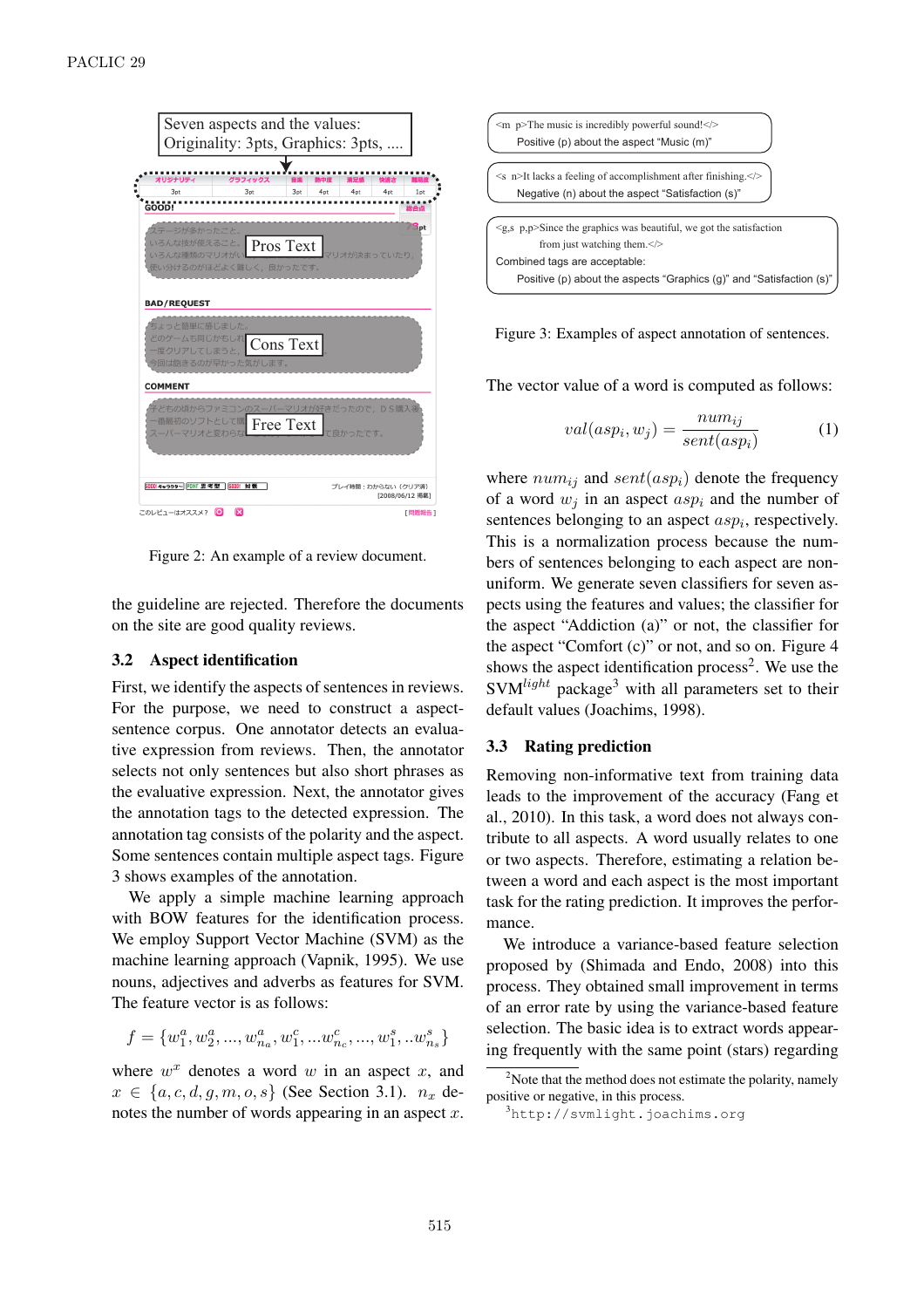Seven aspects and the values:
Originality: 3pts, Graphics: 3pts, ....

Pros Text

Cons Text

Free Text

Figure 2: An example of a review document.

the guideline are rejected. Therefore the documents on the site are good quality reviews.

### 3.2 Aspect identification

First, we identify the aspects of sentences in reviews. For the purpose, we need to construct a aspect-sentence corpus. One annotator detects an evaluative expression from reviews. Then, the annotator selects not only sentences but also short phrases as the evaluative expression. Next, the annotator gives the annotation tags to the detected expression. The annotation tag consists of the polarity and the aspect. Some sentences contain multiple aspect tags. Figure 3 shows examples of the annotation.

We apply a simple machine learning approach with BOW features for the identification process. We employ Support Vector Machine (SVM) as the machine learning approach (Vapnik, 1995). We use nouns, adjectives and adverbs as features for SVM. The feature vector is as follows:

$$f = \{w_1^a, w_2^a, ..., w_{na}^a, w_1^c, ...w_{nc}^c, ..., w_1^s, ..w_{ns}^s\}$$

where $w^x$ denotes a word $w$ in an aspect $x$, and $x \in \{a, c, d, g, m, o, s\}$ (See Section 3.1). $n_x$ denotes the number of words appearing in an aspect $x$.

<m p>The music is incredibly powerful sound!</>
Positive (p) about the aspect "Music (m)"

<s n>It lacks a feeling of accomplishment after finishing.</>
Negative (n) about the aspect "Satisfaction (s)"

<g,s p,p>Since the graphics was beautiful, we got the satisfaction from just watching them.</>
Combined tags are acceptable:
Positive (p) about the aspects "Graphics (g)" and "Satisfaction (s)"

Figure 3: Examples of aspect annotation of sentences.

The vector value of a word is computed as follows:

$$val(asp_i, w_j) = \frac{num_{ij}}{sent(asp_i)} \quad (1)$$

where $num_{ij}$ and $sent(asp_i)$ denote the frequency of a word $w_j$ in an aspect $asp_i$ and the number of sentences belonging to an aspect $asp_i$, respectively. This is a normalization process because the numbers of sentences belonging to each aspect are non-uniform. We generate seven classifiers for seven aspects using the features and values; the classifier for the aspect "Addiction (a)" or not, the classifier for the aspect "Comfort (c)" or not, and so on. Figure 4 shows the aspect identification process[2]. We use the SVM$^{light}$ package[3] with all parameters set to their default values (Joachims, 1998).

### 3.3 Rating prediction

Removing non-informative text from training data leads to the improvement of the accuracy (Fang et al., 2010). In this task, a word does not always contribute to all aspects. A word usually relates to one or two aspects. Therefore, estimating a relation between a word and each aspect is the most important task for the rating prediction. It improves the performance.

We introduce a variance-based feature selection proposed by (Shimada and Endo, 2008) into this process. They obtained small improvement in terms of an error rate by using the variance-based feature selection. The basic idea is to extract words appearing frequently with the same point (stars) regarding

[2] Note that the method does not estimate the polarity, namely positive or negative, in this process.

[3] http://svmlight.joachims.org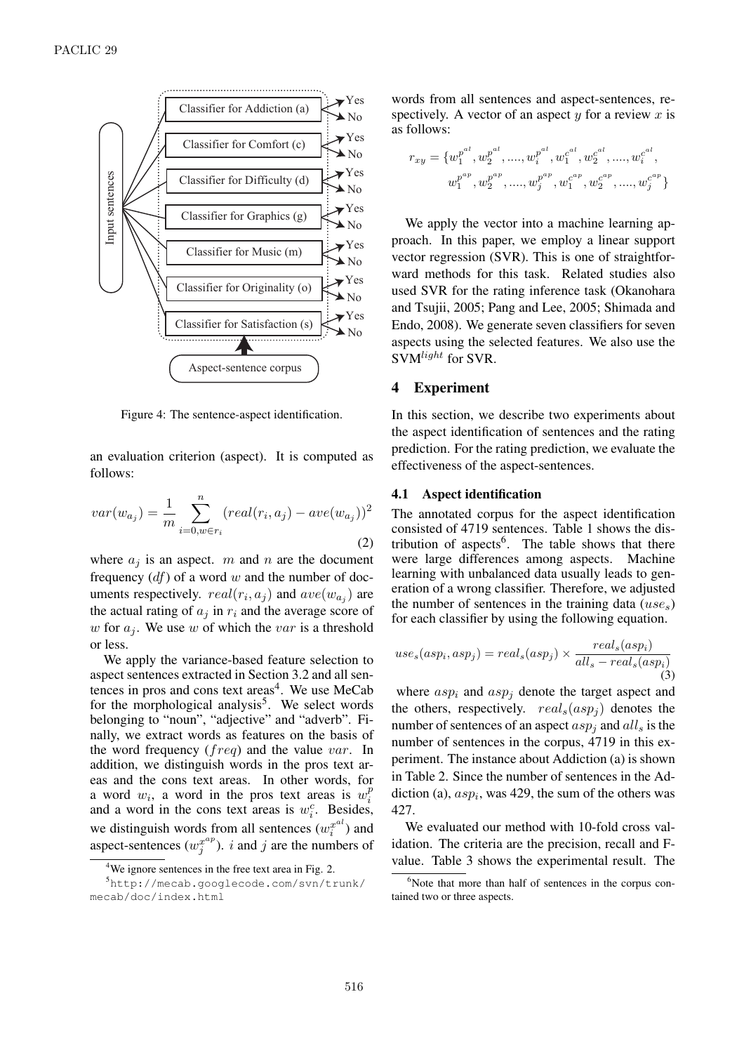Figure 4: The sentence-aspect identification.

an evaluation criterion (aspect). It is computed as follows:

$$var(w_{a_j}) = \frac{1}{m}\sum_{i=0, w \in r_i}^{n} (real(r_i, a_j) - ave(w_{a_j}))^2 \quad (2)$$

where $a_j$ is an aspect. $m$ and $n$ are the document frequency ($df$) of a word $w$ and the number of documents respectively. $real(r_i, a_j)$ and $ave(w_{a_j})$ are the actual rating of $a_j$ in $r_i$ and the average score of $w$ for $a_j$. We use $w$ of which the $var$ is a threshold or less.

We apply the variance-based feature selection to aspect sentences extracted in Section 3.2 and all sentences in pros and cons text areas[4]. We use MeCab for the morphological analysis[5]. We select words belonging to "noun", "adjective" and "adverb". Finally, we extract words as features on the basis of the word frequency ($freq$) and the value $var$. In addition, we distinguish words in the pros text areas and the cons text areas. In other words, for a word $w_i$, a word in the pros text areas is $w_i^p$ and a word in the cons text areas is $w_i^c$. Besides, we distinguish words from all sentences ($w_i^{x^{al}}$) and aspect-sentences ($w_j^{x^{ap}}$). $i$ and $j$ are the numbers of words from all sentences and aspect-sentences, respectively. A vector of an aspect $y$ for a review $x$ is as follows:

$$r_{xy} = \{w_1^{p^{al}}, w_2^{p^{al}}, ...., w_i^{p^{al}}, w_1^{c^{al}}, w_2^{c^{al}}, ...., w_i^{c^{al}}, w_1^{p^{ap}}, w_2^{p^{ap}}, ...., w_j^{p^{ap}}, w_1^{c^{ap}}, w_2^{c^{ap}}, ...., w_j^{c^{ap}}\}$$

We apply the vector into a machine learning approach. In this paper, we employ a linear support vector regression (SVR). This is one of straightforward methods for this task. Related studies also used SVR for the rating inference task (Okanohara and Tsujii, 2005; Pang and Lee, 2005; Shimada and Endo, 2008). We generate seven classifiers for seven aspects using the selected features. We also use the SVM$^{light}$ for SVR.

## 4 Experiment

In this section, we describe two experiments about the aspect identification of sentences and the rating prediction. For the rating prediction, we evaluate the effectiveness of the aspect-sentences.

### 4.1 Aspect identification

The annotated corpus for the aspect identification consisted of 4719 sentences. Table 1 shows the distribution of aspects[6]. The table shows that there were large differences among aspects. Machine learning with unbalanced data usually leads to generation of a wrong classifier. Therefore, we adjusted the number of sentences in the training data ($use_s$) for each classifier by using the following equation.

$$use_s(asp_i, asp_j) = real_s(asp_j) \times \frac{real_s(asp_i)}{all_s - real_s(asp_i)} \quad (3)$$

where $asp_i$ and $asp_j$ denote the target aspect and the others, respectively. $real_s(asp_j)$ denotes the number of sentences of an aspect $asp_j$ and $all_s$ is the number of sentences in the corpus, 4719 in this experiment. The instance about Addiction (a) is shown in Table 2. Since the number of sentences in the Addiction (a), $asp_i$, was 429, the sum of the others was 427.

We evaluated our method with 10-fold cross validation. The criteria are the precision, recall and F-value. Table 3 shows the experimental result. The

[4] We ignore sentences in the free text area in Fig. 2.

[5] http://mecab.googlecode.com/svn/trunk/mecab/doc/index.html

[6] Note that more than half of sentences in the corpus contained two or three aspects.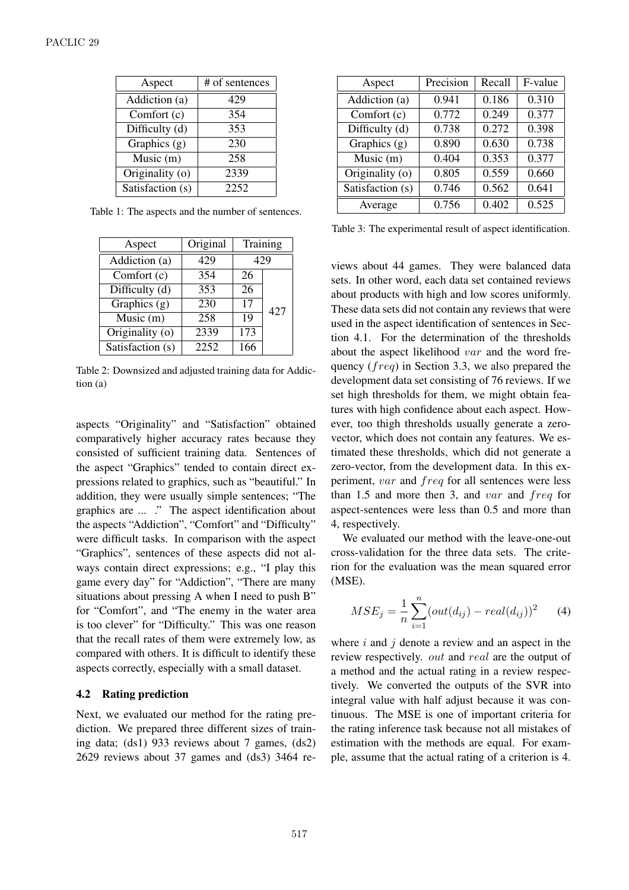| Aspect | # of sentences |
|---|---|
| Addiction (a) | 429 |
| Comfort (c) | 354 |
| Difficulty (d) | 353 |
| Graphics (g) | 230 |
| Music (m) | 258 |
| Originality (o) | 2339 |
| Satisfaction (s) | 2252 |

Table 1: The aspects and the number of sentences.

| Aspect | Original | Training | |
|---|---|---|---|
| Addiction (a) | 429 | 429 | |
| Comfort (c) | 354 | 26 | 427 |
| Difficulty (d) | 353 | 26 | |
| Graphics (g) | 230 | 17 | |
| Music (m) | 258 | 19 | |
| Originality (o) | 2339 | 173 | |
| Satisfaction (s) | 2252 | 166 | |

Table 2: Downsized and adjusted training data for Addiction (a)

aspects "Originality" and "Satisfaction" obtained comparatively higher accuracy rates because they consisted of sufficient training data. Sentences of the aspect "Graphics" tended to contain direct expressions related to graphics, such as "beautiful." In addition, they were usually simple sentences; "The graphics are ... ." The aspect identification about the aspects "Addiction", "Comfort" and "Difficulty" were difficult tasks. In comparison with the aspect "Graphics", sentences of these aspects did not always contain direct expressions; e.g., "I play this game every day" for "Addiction", "There are many situations about pressing A when I need to push B" for "Comfort", and "The enemy in the water area is too clever" for "Difficulty." This was one reason that the recall rates of them were extremely low, as compared with others. It is difficult to identify these aspects correctly, especially with a small dataset.

### 4.2 Rating prediction

Next, we evaluated our method for the rating prediction. We prepared three different sizes of training data; (ds1) 933 reviews about 7 games, (ds2) 2629 reviews about 37 games and (ds3) 3464 reviews about 44 games. They were balanced data sets. In other word, each data set contained reviews about products with high and low scores uniformly. These data sets did not contain any reviews that were used in the aspect identification of sentences in Section 4.1. For the determination of the thresholds about the aspect likelihood $var$ and the word frequency ($freq$) in Section 3.3, we also prepared the development data set consisting of 76 reviews. If we set high thresholds for them, we might obtain features with high confidence about each aspect. However, too thigh thresholds usually generate a zero-vector, which does not contain any features. We estimated these thresholds, which did not generate a zero-vector, from the development data. In this experiment, $var$ and $freq$ for all sentences were less than 1.5 and more then 3, and $var$ and $freq$ for aspect-sentences were less than 0.5 and more than 4, respectively.

| Aspect | Precision | Recall | F-value |
|---|---|---|---|
| Addiction (a) | 0.941 | 0.186 | 0.310 |
| Comfort (c) | 0.772 | 0.249 | 0.377 |
| Difficulty (d) | 0.738 | 0.272 | 0.398 |
| Graphics (g) | 0.890 | 0.630 | 0.738 |
| Music (m) | 0.404 | 0.353 | 0.377 |
| Originality (o) | 0.805 | 0.559 | 0.660 |
| Satisfaction (s) | 0.746 | 0.562 | 0.641 |
| Average | 0.756 | 0.402 | 0.525 |

Table 3: The experimental result of aspect identification.

We evaluated our method with the leave-one-out cross-validation for the three data sets. The criterion for the evaluation was the mean squared error (MSE).

$$MSE_j = \frac{1}{n}\sum_{i=1}^{n}(out(d_{ij}) - real(d_{ij}))^2 \quad (4)$$

where $i$ and $j$ denote a review and an aspect in the review respectively. $out$ and $real$ are the output of a method and the actual rating in a review respectively. We converted the outputs of the SVR into integral value with half adjust because it was continuous. The MSE is one of important criteria for the rating inference task because not all mistakes of estimation with the methods are equal. For example, assume that the actual rating of a criterion is 4.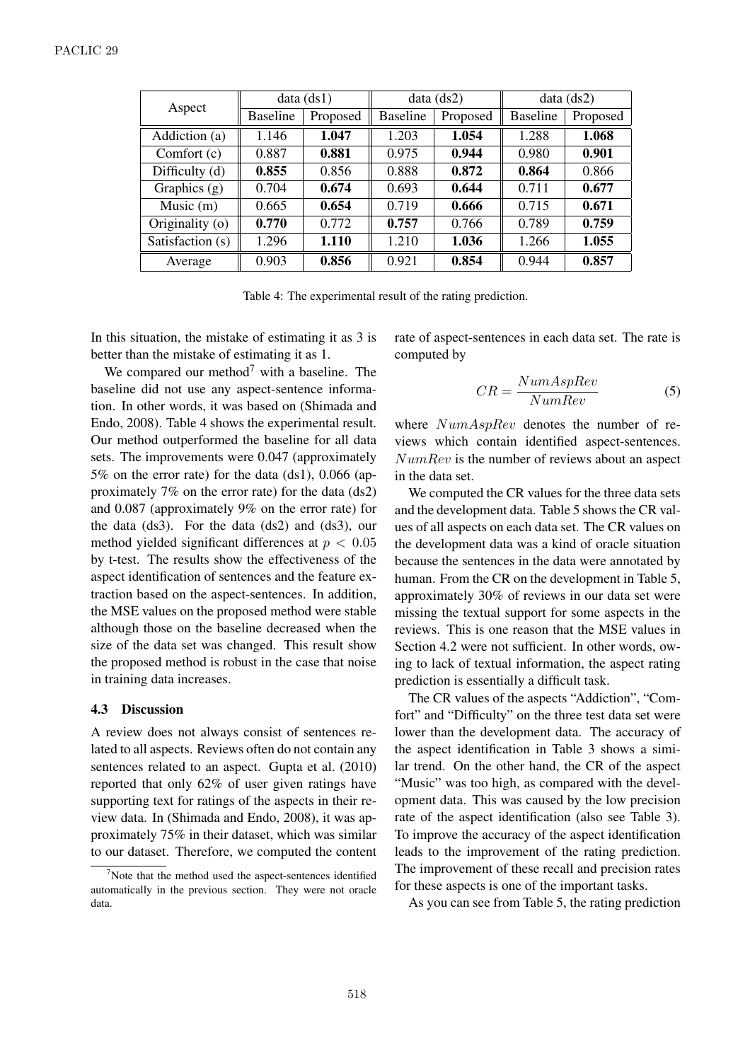| Aspect | data (ds1) | | data (ds2) | | data (ds2) | |
|---|---|---|---|---|---|---|
| | Baseline | Proposed | Baseline | Proposed | Baseline | Proposed |
| Addiction (a) | 1.146 | **1.047** | 1.203 | **1.054** | 1.288 | **1.068** |
| Comfort (c) | 0.887 | **0.881** | 0.975 | **0.944** | 0.980 | **0.901** |
| Difficulty (d) | **0.855** | 0.856 | 0.888 | **0.872** | **0.864** | 0.866 |
| Graphics (g) | 0.704 | **0.674** | 0.693 | **0.644** | 0.711 | **0.677** |
| Music (m) | 0.665 | **0.654** | 0.719 | **0.666** | 0.715 | **0.671** |
| Originality (o) | **0.770** | 0.772 | **0.757** | 0.766 | 0.789 | **0.759** |
| Satisfaction (s) | 1.296 | **1.110** | 1.210 | **1.036** | 1.266 | **1.055** |
| Average | 0.903 | **0.856** | 0.921 | **0.854** | 0.944 | **0.857** |

Table 4: The experimental result of the rating prediction.

In this situation, the mistake of estimating it as 3 is better than the mistake of estimating it as 1.

We compared our method[7] with a baseline. The baseline did not use any aspect-sentence information. In other words, it was based on (Shimada and Endo, 2008). Table 4 shows the experimental result. Our method outperformed the baseline for all data sets. The improvements were 0.047 (approximately 5% on the error rate) for the data (ds1), 0.066 (approximately 7% on the error rate) for the data (ds2) and 0.087 (approximately 9% on the error rate) for the data (ds3). For the data (ds2) and (ds3), our method yielded significant differences at $p < 0.05$ by t-test. The results show the effectiveness of the aspect identification of sentences and the feature extraction based on the aspect-sentences. In addition, the MSE values on the proposed method were stable although those on the baseline decreased when the size of the data set was changed. This result show the proposed method is robust in the case that noise in training data increases.

### 4.3 Discussion

A review does not always consist of sentences related to all aspects. Reviews often do not contain any sentences related to an aspect. Gupta et al. (2010) reported that only 62% of user given ratings have supporting text for ratings of the aspects in their review data. In (Shimada and Endo, 2008), it was approximately 75% in their dataset, which was similar to our dataset. Therefore, we computed the content rate of aspect-sentences in each data set. The rate is computed by

$$CR = \frac{NumAspRev}{NumRev} \tag{5}$$

where $NumAspRev$ denotes the number of reviews which contain identified aspect-sentences. $NumRev$ is the number of reviews about an aspect in the data set.

We computed the CR values for the three data sets and the development data. Table 5 shows the CR values of all aspects on each data set. The CR values on the development data was a kind of oracle situation because the sentences in the data were annotated by human. From the CR on the development in Table 5, approximately 30% of reviews in our data set were missing the textual support for some aspects in the reviews. This is one reason that the MSE values in Section 4.2 were not sufficient. In other words, owing to lack of textual information, the aspect rating prediction is essentially a difficult task.

The CR values of the aspects "Addiction", "Comfort" and "Difficulty" on the three test data set were lower than the development data. The accuracy of the aspect identification in Table 3 shows a similar trend. On the other hand, the CR of the aspect "Music" was too high, as compared with the development data. This was caused by the low precision rate of the aspect identification (also see Table 3). To improve the accuracy of the aspect identification leads to the improvement of the rating prediction. The improvement of these recall and precision rates for these aspects is one of the important tasks.

As you can see from Table 5, the rating prediction

[7] Note that the method used the aspect-sentences identified automatically in the previous section. They were not oracle data.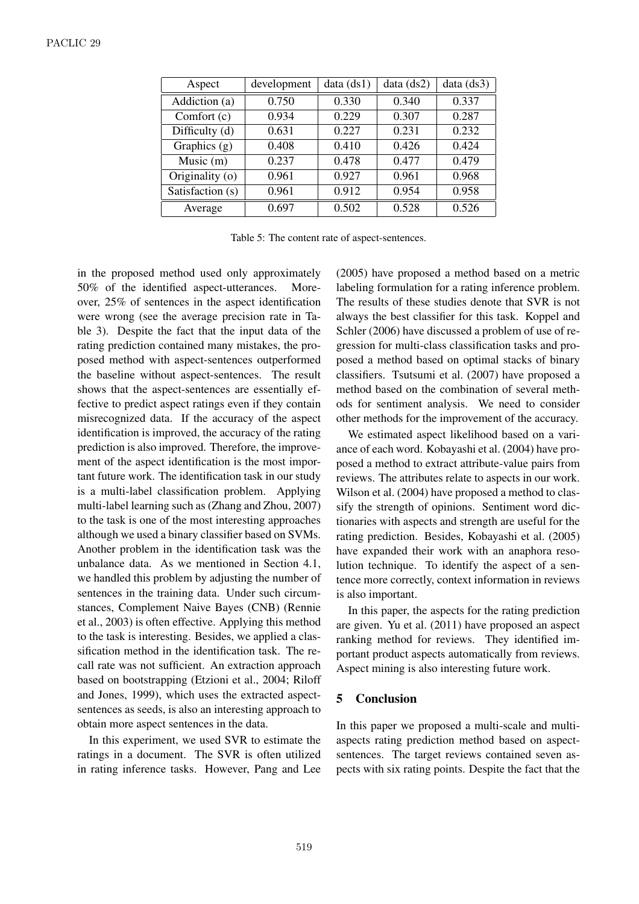| Aspect | development | data (ds1) | data (ds2) | data (ds3) |
|---|---|---|---|---|
| Addiction (a) | 0.750 | 0.330 | 0.340 | 0.337 |
| Comfort (c) | 0.934 | 0.229 | 0.307 | 0.287 |
| Difficulty (d) | 0.631 | 0.227 | 0.231 | 0.232 |
| Graphics (g) | 0.408 | 0.410 | 0.426 | 0.424 |
| Music (m) | 0.237 | 0.478 | 0.477 | 0.479 |
| Originality (o) | 0.961 | 0.927 | 0.961 | 0.968 |
| Satisfaction (s) | 0.961 | 0.912 | 0.954 | 0.958 |
| Average | 0.697 | 0.502 | 0.528 | 0.526 |

Table 5: The content rate of aspect-sentences.

in the proposed method used only approximately 50% of the identified aspect-utterances. Moreover, 25% of sentences in the aspect identification were wrong (see the average precision rate in Table 3). Despite the fact that the input data of the rating prediction contained many mistakes, the proposed method with aspect-sentences outperformed the baseline without aspect-sentences. The result shows that the aspect-sentences are essentially effective to predict aspect ratings even if they contain misrecognized data. If the accuracy of the aspect identification is improved, the accuracy of the rating prediction is also improved. Therefore, the improvement of the aspect identification is the most important future work. The identification task in our study is a multi-label classification problem. Applying multi-label learning such as (Zhang and Zhou, 2007) to the task is one of the most interesting approaches although we used a binary classifier based on SVMs. Another problem in the identification task was the unbalance data. As we mentioned in Section 4.1, we handled this problem by adjusting the number of sentences in the training data. Under such circumstances, Complement Naive Bayes (CNB) (Rennie et al., 2003) is often effective. Applying this method to the task is interesting. Besides, we applied a classification method in the identification task. The recall rate was not sufficient. An extraction approach based on bootstrapping (Etzioni et al., 2004; Riloff and Jones, 1999), which uses the extracted aspect-sentences as seeds, is also an interesting approach to obtain more aspect sentences in the data.

In this experiment, we used SVR to estimate the ratings in a document. The SVR is often utilized in rating inference tasks. However, Pang and Lee (2005) have proposed a method based on a metric labeling formulation for a rating inference problem. The results of these studies denote that SVR is not always the best classifier for this task. Koppel and Schler (2006) have discussed a problem of use of regression for multi-class classification tasks and proposed a method based on optimal stacks of binary classifiers. Tsutsumi et al. (2007) have proposed a method based on the combination of several methods for sentiment analysis. We need to consider other methods for the improvement of the accuracy.

We estimated aspect likelihood based on a variance of each word. Kobayashi et al. (2004) have proposed a method to extract attribute-value pairs from reviews. The attributes relate to aspects in our work. Wilson et al. (2004) have proposed a method to classify the strength of opinions. Sentiment word dictionaries with aspects and strength are useful for the rating prediction. Besides, Kobayashi et al. (2005) have expanded their work with an anaphora resolution technique. To identify the aspect of a sentence more correctly, context information in reviews is also important.

In this paper, the aspects for the rating prediction are given. Yu et al. (2011) have proposed an aspect ranking method for reviews. They identified important product aspects automatically from reviews. Aspect mining is also interesting future work.

## 5 Conclusion

In this paper we proposed a multi-scale and multi-aspects rating prediction method based on aspect-sentences. The target reviews contained seven aspects with six rating points. Despite the fact that the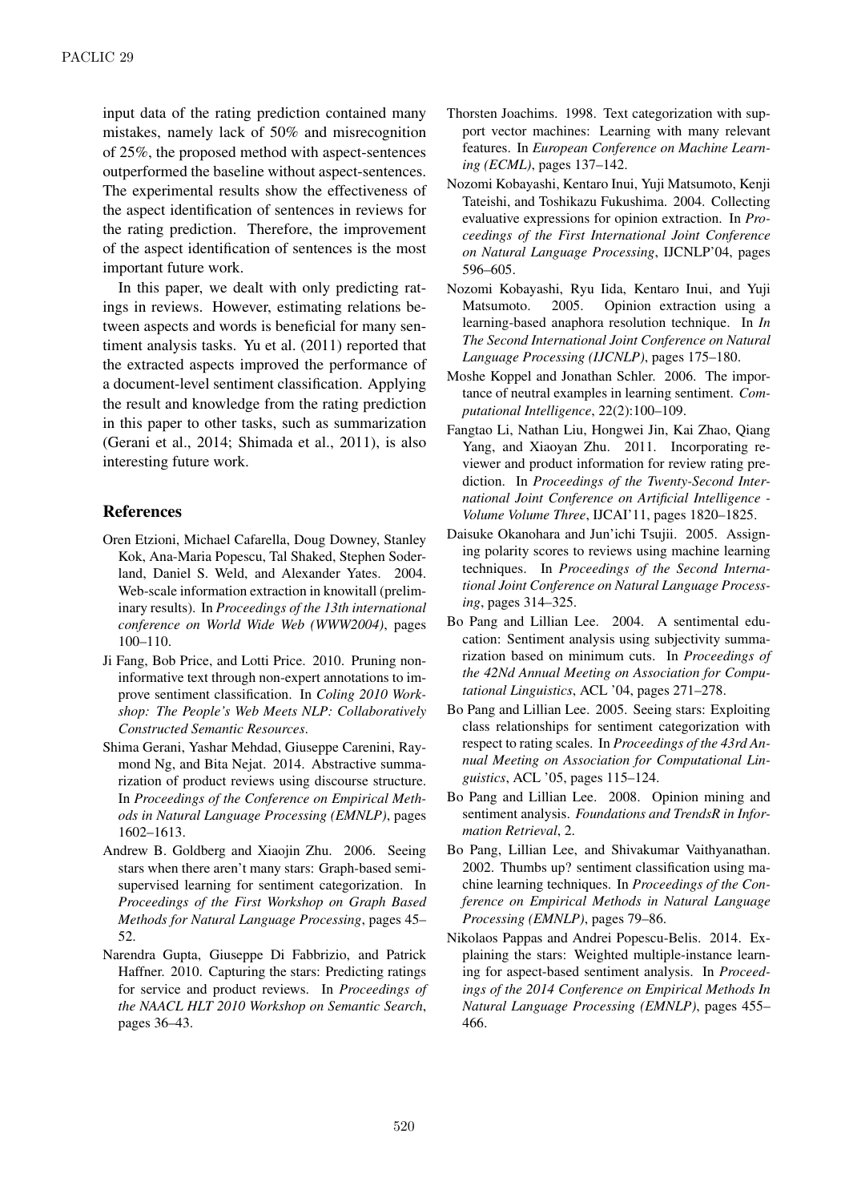input data of the rating prediction contained many mistakes, namely lack of 50% and misrecognition of 25%, the proposed method with aspect-sentences outperformed the baseline without aspect-sentences. The experimental results show the effectiveness of the aspect identification of sentences in reviews for the rating prediction. Therefore, the improvement of the aspect identification of sentences is the most important future work.

In this paper, we dealt with only predicting ratings in reviews. However, estimating relations between aspects and words is beneficial for many sentiment analysis tasks. Yu et al. (2011) reported that the extracted aspects improved the performance of a document-level sentiment classification. Applying the result and knowledge from the rating prediction in this paper to other tasks, such as summarization (Gerani et al., 2014; Shimada et al., 2011), is also interesting future work.

## References

Oren Etzioni, Michael Cafarella, Doug Downey, Stanley Kok, Ana-Maria Popescu, Tal Shaked, Stephen Soderland, Daniel S. Weld, and Alexander Yates. 2004. Web-scale information extraction in knowitall (preliminary results). In *Proceedings of the 13th international conference on World Wide Web (WWW2004)*, pages 100–110.

Ji Fang, Bob Price, and Lotti Price. 2010. Pruning non-informative text through non-expert annotations to improve sentiment classification. In *Coling 2010 Workshop: The People's Web Meets NLP: Collaboratively Constructed Semantic Resources*.

Shima Gerani, Yashar Mehdad, Giuseppe Carenini, Raymond Ng, and Bita Nejat. 2014. Abstractive summarization of product reviews using discourse structure. In *Proceedings of the Conference on Empirical Methods in Natural Language Processing (EMNLP)*, pages 1602–1613.

Andrew B. Goldberg and Xiaojin Zhu. 2006. Seeing stars when there aren't many stars: Graph-based semi-supervised learning for sentiment categorization. In *Proceedings of the First Workshop on Graph Based Methods for Natural Language Processing*, pages 45–52.

Narendra Gupta, Giuseppe Di Fabbrizio, and Patrick Haffner. 2010. Capturing the stars: Predicting ratings for service and product reviews. In *Proceedings of the NAACL HLT 2010 Workshop on Semantic Search*, pages 36–43.

Thorsten Joachims. 1998. Text categorization with support vector machines: Learning with many relevant features. In *European Conference on Machine Learning (ECML)*, pages 137–142.

Nozomi Kobayashi, Kentaro Inui, Yuji Matsumoto, Kenji Tateishi, and Toshikazu Fukushima. 2004. Collecting evaluative expressions for opinion extraction. In *Proceedings of the First International Joint Conference on Natural Language Processing*, IJCNLP'04, pages 596–605.

Nozomi Kobayashi, Ryu Iida, Kentaro Inui, and Yuji Matsumoto. 2005. Opinion extraction using a learning-based anaphora resolution technique. In *In The Second International Joint Conference on Natural Language Processing (IJCNLP)*, pages 175–180.

Moshe Koppel and Jonathan Schler. 2006. The importance of neutral examples in learning sentiment. *Computational Intelligence*, 22(2):100–109.

Fangtao Li, Nathan Liu, Hongwei Jin, Kai Zhao, Qiang Yang, and Xiaoyan Zhu. 2011. Incorporating reviewer and product information for review rating prediction. In *Proceedings of the Twenty-Second International Joint Conference on Artificial Intelligence - Volume Volume Three*, IJCAI'11, pages 1820–1825.

Daisuke Okanohara and Jun'ichi Tsujii. 2005. Assigning polarity scores to reviews using machine learning techniques. In *Proceedings of the Second International Joint Conference on Natural Language Processing*, pages 314–325.

Bo Pang and Lillian Lee. 2004. A sentimental education: Sentiment analysis using subjectivity summarization based on minimum cuts. In *Proceedings of the 42Nd Annual Meeting on Association for Computational Linguistics*, ACL '04, pages 271–278.

Bo Pang and Lillian Lee. 2005. Seeing stars: Exploiting class relationships for sentiment categorization with respect to rating scales. In *Proceedings of the 43rd Annual Meeting on Association for Computational Linguistics*, ACL '05, pages 115–124.

Bo Pang and Lillian Lee. 2008. Opinion mining and sentiment analysis. *Foundations and TrendsR in Information Retrieval*, 2.

Bo Pang, Lillian Lee, and Shivakumar Vaithyanathan. 2002. Thumbs up? sentiment classification using machine learning techniques. In *Proceedings of the Conference on Empirical Methods in Natural Language Processing (EMNLP)*, pages 79–86.

Nikolaos Pappas and Andrei Popescu-Belis. 2014. Explaining the stars: Weighted multiple-instance learning for aspect-based sentiment analysis. In *Proceedings of the 2014 Conference on Empirical Methods In Natural Language Processing (EMNLP)*, pages 455–466.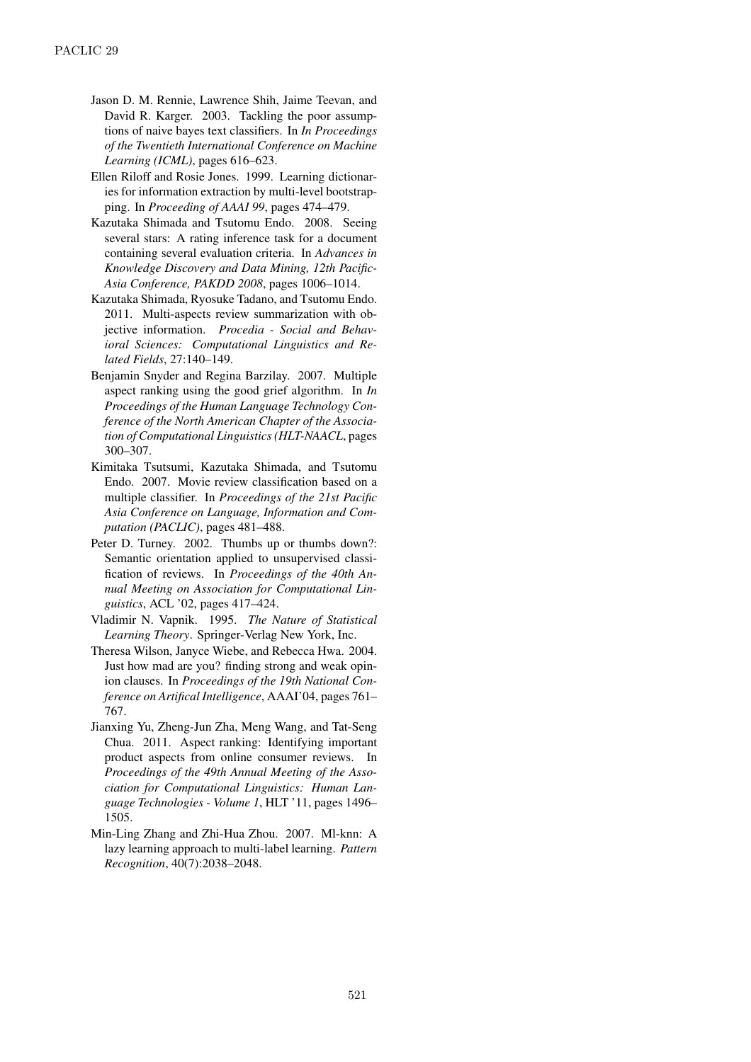Jason D. M. Rennie, Lawrence Shih, Jaime Teevan, and David R. Karger. 2003. Tackling the poor assumptions of naive bayes text classifiers. In *In Proceedings of the Twentieth International Conference on Machine Learning (ICML)*, pages 616–623.

Ellen Riloff and Rosie Jones. 1999. Learning dictionaries for information extraction by multi-level bootstrapping. In *Proceeding of AAAI 99*, pages 474–479.

Kazutaka Shimada and Tsutomu Endo. 2008. Seeing several stars: A rating inference task for a document containing several evaluation criteria. In *Advances in Knowledge Discovery and Data Mining, 12th Pacific-Asia Conference, PAKDD 2008*, pages 1006–1014.

Kazutaka Shimada, Ryosuke Tadano, and Tsutomu Endo. 2011. Multi-aspects review summarization with objective information. *Procedia - Social and Behavioral Sciences: Computational Linguistics and Related Fields*, 27:140–149.

Benjamin Snyder and Regina Barzilay. 2007. Multiple aspect ranking using the good grief algorithm. In *In Proceedings of the Human Language Technology Conference of the North American Chapter of the Association of Computational Linguistics (HLT-NAACL*, pages 300–307.

Kimitaka Tsutsumi, Kazutaka Shimada, and Tsutomu Endo. 2007. Movie review classification based on a multiple classifier. In *Proceedings of the 21st Pacific Asia Conference on Language, Information and Computation (PACLIC)*, pages 481–488.

Peter D. Turney. 2002. Thumbs up or thumbs down?: Semantic orientation applied to unsupervised classification of reviews. In *Proceedings of the 40th Annual Meeting on Association for Computational Linguistics*, ACL '02, pages 417–424.

Vladimir N. Vapnik. 1995. *The Nature of Statistical Learning Theory*. Springer-Verlag New York, Inc.

Theresa Wilson, Janyce Wiebe, and Rebecca Hwa. 2004. Just how mad are you? finding strong and weak opinion clauses. In *Proceedings of the 19th National Conference on Artifical Intelligence*, AAAI'04, pages 761–767.

Jianxing Yu, Zheng-Jun Zha, Meng Wang, and Tat-Seng Chua. 2011. Aspect ranking: Identifying important product aspects from online consumer reviews. In *Proceedings of the 49th Annual Meeting of the Association for Computational Linguistics: Human Language Technologies - Volume 1*, HLT '11, pages 1496–1505.

Min-Ling Zhang and Zhi-Hua Zhou. 2007. Ml-knn: A lazy learning approach to multi-label learning. *Pattern Recognition*, 40(7):2038–2048.